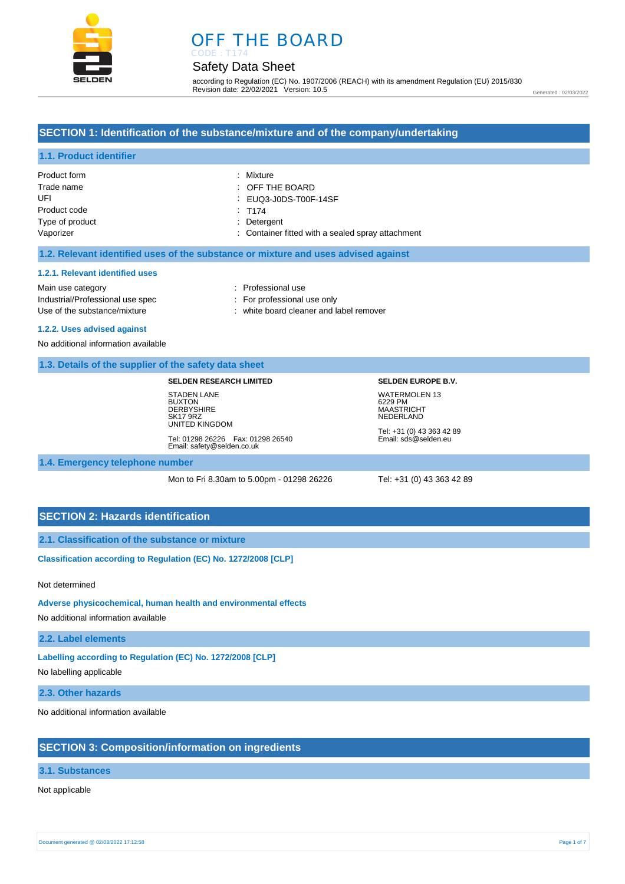# OFF THE BOARD

CODE : T174

## Safety Data Sheet

according to Regulation (EC) No. 1907/2006 (REACH) with its amendment Regulation (EU) 2015/830
Revision date: 22/02/2021 Version: 10.5

Generated : 02/03/2022

## SECTION 1: Identification of the substance/mixture and of the company/undertaking

### 1.1. Product identifier

| | |
|---|---|
| Product form | : Mixture |
| Trade name | : OFF THE BOARD |
| UFI | : EUQ3-J0DS-T00F-14SF |
| Product code | : T174 |
| Type of product | : Detergent |
| Vaporizer | : Container fitted with a sealed spray attachment |

### 1.2. Relevant identified uses of the substance or mixture and uses advised against

#### 1.2.1. Relevant identified uses

| | |
|---|---|
| Main use category | : Professional use |
| Industrial/Professional use spec | : For professional use only |
| Use of the substance/mixture | : white board cleaner and label remover |

#### 1.2.2. Uses advised against

No additional information available

### 1.3. Details of the supplier of the safety data sheet

**SELDEN RESEARCH LIMITED**

STADEN LANE
BUXTON
DERBYSHIRE
SK17 9RZ
UNITED KINGDOM

Tel: 01298 26226 Fax: 01298 26540
Email: safety@selden.co.uk

**SELDEN EUROPE B.V.**

WATERMOLEN 13
6229 PM
MAASTRICHT
NEDERLAND

Tel: +31 (0) 43 363 42 89
Email: sds@selden.eu

### 1.4. Emergency telephone number

Mon to Fri 8.30am to 5.00pm - 01298 26226

Tel: +31 (0) 43 363 42 89

## SECTION 2: Hazards identification

### 2.1. Classification of the substance or mixture

**Classification according to Regulation (EC) No. 1272/2008 [CLP]**

Not determined

**Adverse physicochemical, human health and environmental effects**

No additional information available

### 2.2. Label elements

**Labelling according to Regulation (EC) No. 1272/2008 [CLP]**

No labelling applicable

### 2.3. Other hazards

No additional information available

## SECTION 3: Composition/information on ingredients

### 3.1. Substances

Not applicable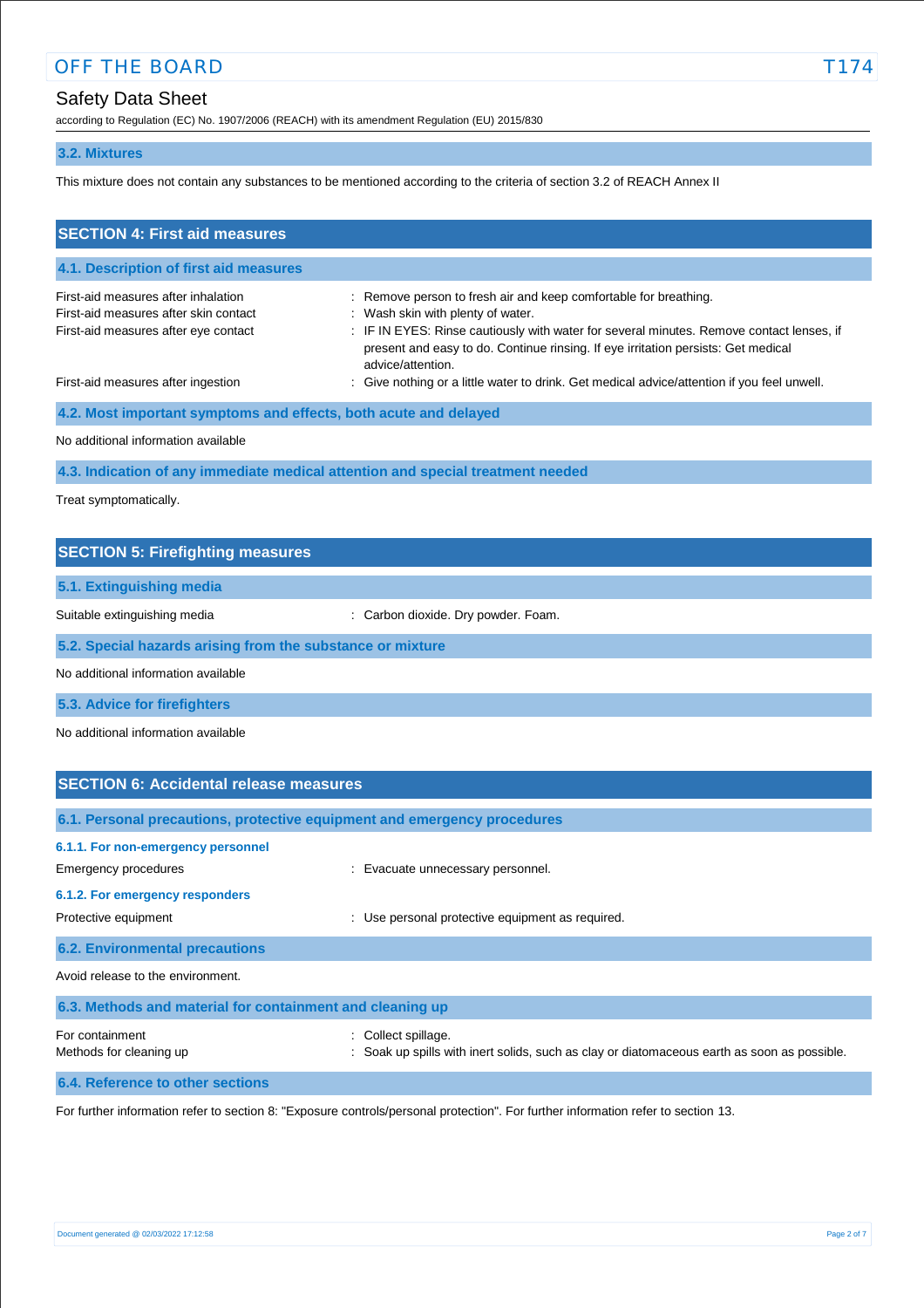### 3.2. Mixtures

This mixture does not contain any substances to be mentioned according to the criteria of section 3.2 of REACH Annex II

## SECTION 4: First aid measures

### 4.1. Description of first aid measures

| | |
|---|---|
| First-aid measures after inhalation | : Remove person to fresh air and keep comfortable for breathing. |
| First-aid measures after skin contact | : Wash skin with plenty of water. |
| First-aid measures after eye contact | : IF IN EYES: Rinse cautiously with water for several minutes. Remove contact lenses, if present and easy to do. Continue rinsing. If eye irritation persists: Get medical advice/attention. |
| First-aid measures after ingestion | : Give nothing or a little water to drink. Get medical advice/attention if you feel unwell. |

### 4.2. Most important symptoms and effects, both acute and delayed

No additional information available

### 4.3. Indication of any immediate medical attention and special treatment needed

Treat symptomatically.

## SECTION 5: Firefighting measures

### 5.1. Extinguishing media

| | |
|---|---|
| Suitable extinguishing media | : Carbon dioxide. Dry powder. Foam. |

### 5.2. Special hazards arising from the substance or mixture

No additional information available

### 5.3. Advice for firefighters

No additional information available

## SECTION 6: Accidental release measures

### 6.1. Personal precautions, protective equipment and emergency procedures

#### 6.1.1. For non-emergency personnel

| | |
|---|---|
| Emergency procedures | : Evacuate unnecessary personnel. |

#### 6.1.2. For emergency responders

| | |
|---|---|
| Protective equipment | : Use personal protective equipment as required. |

### 6.2. Environmental precautions

Avoid release to the environment.

### 6.3. Methods and material for containment and cleaning up

| | |
|---|---|
| For containment | : Collect spillage. |
| Methods for cleaning up | : Soak up spills with inert solids, such as clay or diatomaceous earth as soon as possible. |

### 6.4. Reference to other sections

For further information refer to section 8: "Exposure controls/personal protection". For further information refer to section 13.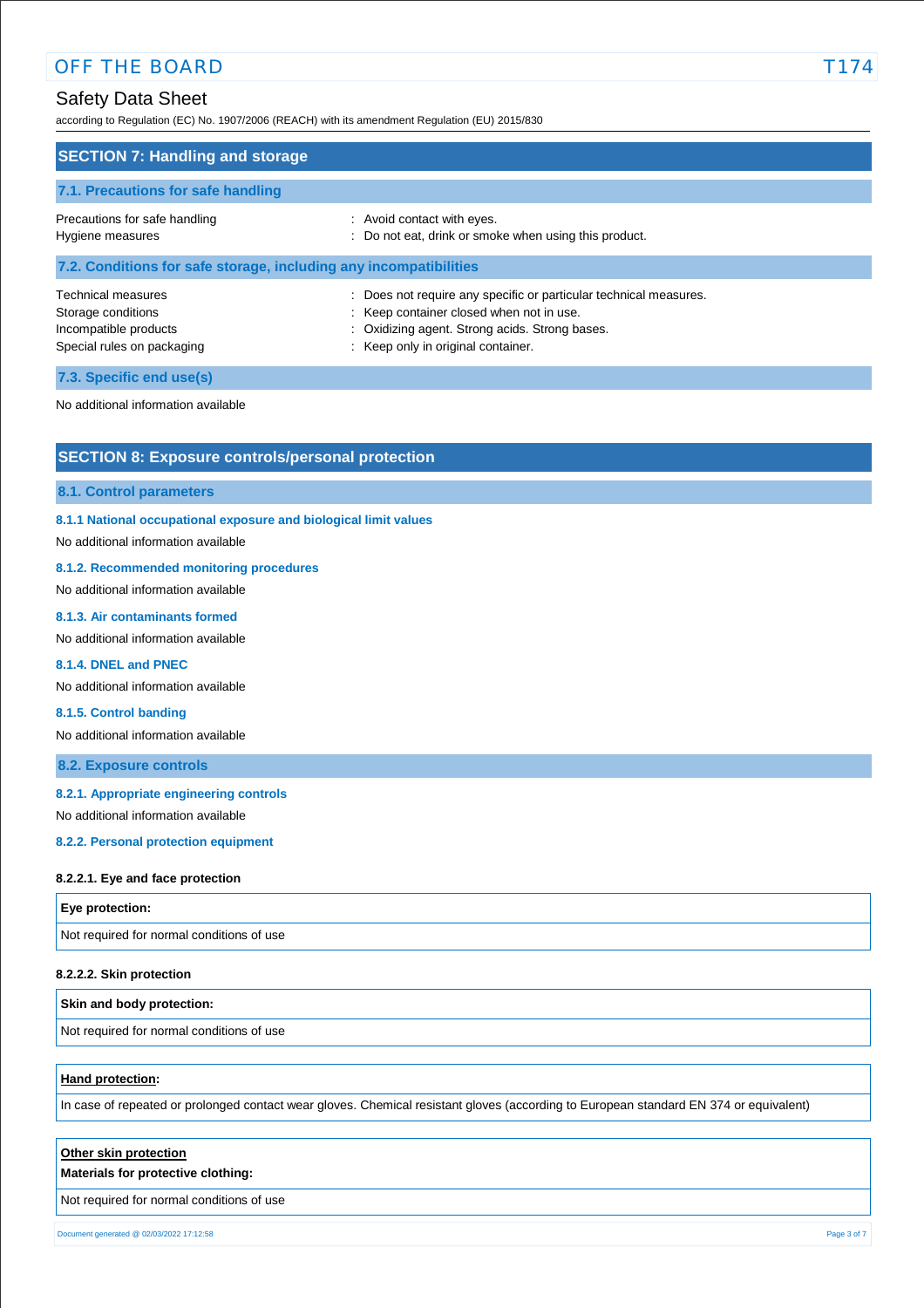## SECTION 7: Handling and storage

### 7.1. Precautions for safe handling

| | |
|---|---|
| Precautions for safe handling | : Avoid contact with eyes. |
| Hygiene measures | : Do not eat, drink or smoke when using this product. |

### 7.2. Conditions for safe storage, including any incompatibilities

| | |
|---|---|
| Technical measures | : Does not require any specific or particular technical measures. |
| Storage conditions | : Keep container closed when not in use. |
| Incompatible products | : Oxidizing agent. Strong acids. Strong bases. |
| Special rules on packaging | : Keep only in original container. |

### 7.3. Specific end use(s)

No additional information available

## SECTION 8: Exposure controls/personal protection

### 8.1. Control parameters

#### 8.1.1 National occupational exposure and biological limit values

No additional information available

#### 8.1.2. Recommended monitoring procedures

No additional information available

#### 8.1.3. Air contaminants formed

No additional information available

#### 8.1.4. DNEL and PNEC

No additional information available

#### 8.1.5. Control banding

No additional information available

### 8.2. Exposure controls

#### 8.2.1. Appropriate engineering controls

No additional information available

#### 8.2.2. Personal protection equipment

**8.2.2.1. Eye and face protection**

| Eye protection: |
|---|
| Not required for normal conditions of use |

**8.2.2.2. Skin protection**

| Skin and body protection: |
|---|
| Not required for normal conditions of use |

| **Hand protection**: |
|---|
| In case of repeated or prolonged contact wear gloves. Chemical resistant gloves (according to European standard EN 374 or equivalent) |

| **Other skin protection**<br>**Materials for protective clothing:** |
|---|
| Not required for normal conditions of use |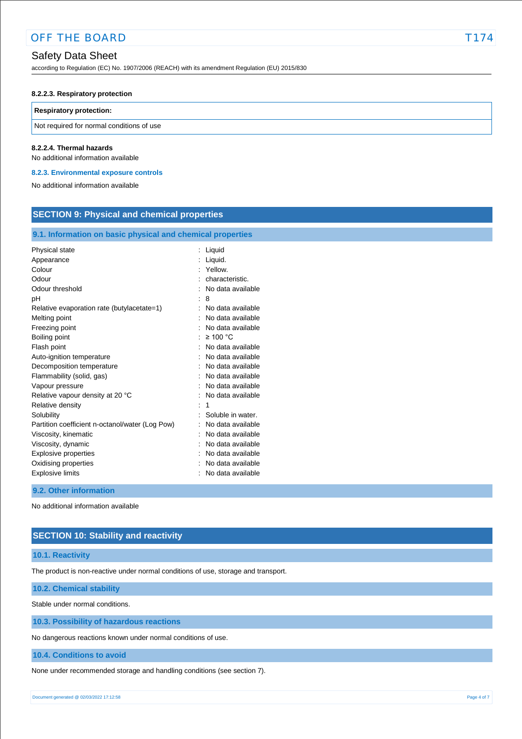#### 8.2.2.3. Respiratory protection

| Respiratory protection: |
| --- |
| Not required for normal conditions of use |

#### 8.2.2.4. Thermal hazards

No additional information available

### 8.2.3. Environmental exposure controls

No additional information available

## SECTION 9: Physical and chemical properties

### 9.1. Information on basic physical and chemical properties

| | |
| --- | --- |
| Physical state | : Liquid |
| Appearance | : Liquid. |
| Colour | : Yellow. |
| Odour | : characteristic. |
| Odour threshold | : No data available |
| pH | : 8 |
| Relative evaporation rate (butylacetate=1) | : No data available |
| Melting point | : No data available |
| Freezing point | : No data available |
| Boiling point | : ≥ 100 °C |
| Flash point | : No data available |
| Auto-ignition temperature | : No data available |
| Decomposition temperature | : No data available |
| Flammability (solid, gas) | : No data available |
| Vapour pressure | : No data available |
| Relative vapour density at 20 °C | : No data available |
| Relative density | : 1 |
| Solubility | : Soluble in water. |
| Partition coefficient n-octanol/water (Log Pow) | : No data available |
| Viscosity, kinematic | : No data available |
| Viscosity, dynamic | : No data available |
| Explosive properties | : No data available |
| Oxidising properties | : No data available |
| Explosive limits | : No data available |

### 9.2. Other information

No additional information available

## SECTION 10: Stability and reactivity

### 10.1. Reactivity

The product is non-reactive under normal conditions of use, storage and transport.

### 10.2. Chemical stability

Stable under normal conditions.

### 10.3. Possibility of hazardous reactions

No dangerous reactions known under normal conditions of use.

### 10.4. Conditions to avoid

None under recommended storage and handling conditions (see section 7).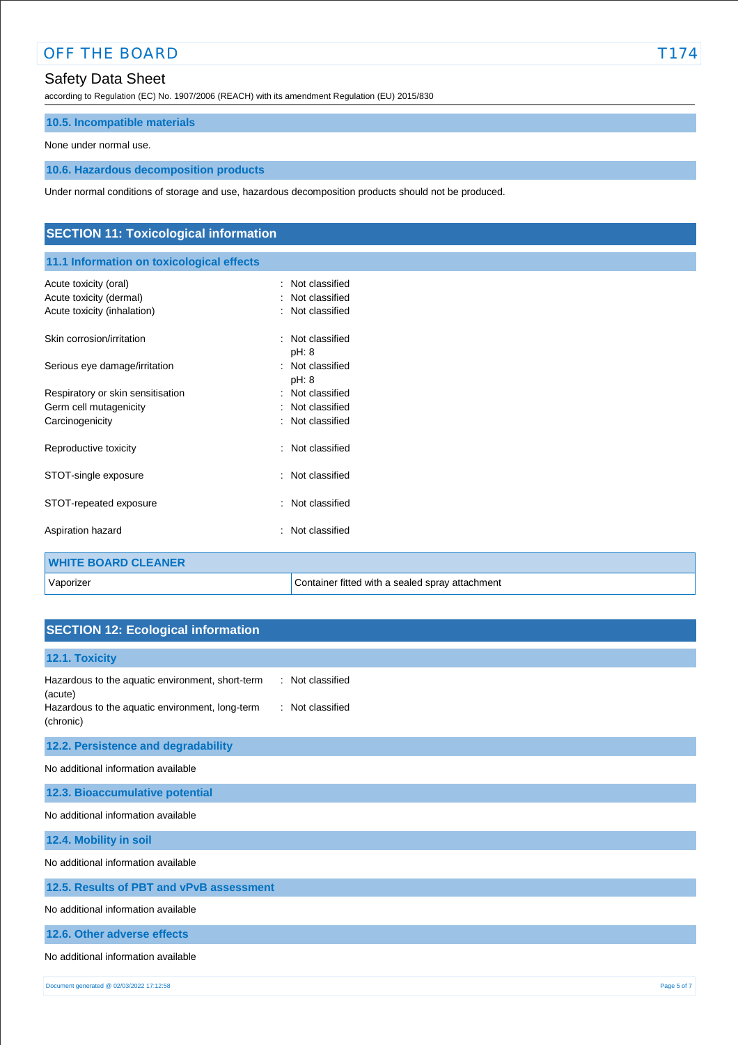### 10.5. Incompatible materials

None under normal use.

### 10.6. Hazardous decomposition products

Under normal conditions of storage and use, hazardous decomposition products should not be produced.

## SECTION 11: Toxicological information

### 11.1 Information on toxicological effects

| | |
|---|---|
| Acute toxicity (oral) | : Not classified |
| Acute toxicity (dermal) | : Not classified |
| Acute toxicity (inhalation) | : Not classified |
| Skin corrosion/irritation | : Not classified<br>pH: 8 |
| Serious eye damage/irritation | : Not classified<br>pH: 8 |
| Respiratory or skin sensitisation | : Not classified |
| Germ cell mutagenicity | : Not classified |
| Carcinogenicity | : Not classified |
| Reproductive toxicity | : Not classified |
| STOT-single exposure | : Not classified |
| STOT-repeated exposure | : Not classified |
| Aspiration hazard | : Not classified |

| WHITE BOARD CLEANER | |
|---|---|
| Vaporizer | Container fitted with a sealed spray attachment |

## SECTION 12: Ecological information

### 12.1. Toxicity

| | |
|---|---|
| Hazardous to the aquatic environment, short-term (acute) | : Not classified |
| Hazardous to the aquatic environment, long-term (chronic) | : Not classified |

### 12.2. Persistence and degradability

No additional information available

### 12.3. Bioaccumulative potential

No additional information available

### 12.4. Mobility in soil

No additional information available

### 12.5. Results of PBT and vPvB assessment

No additional information available

### 12.6. Other adverse effects

No additional information available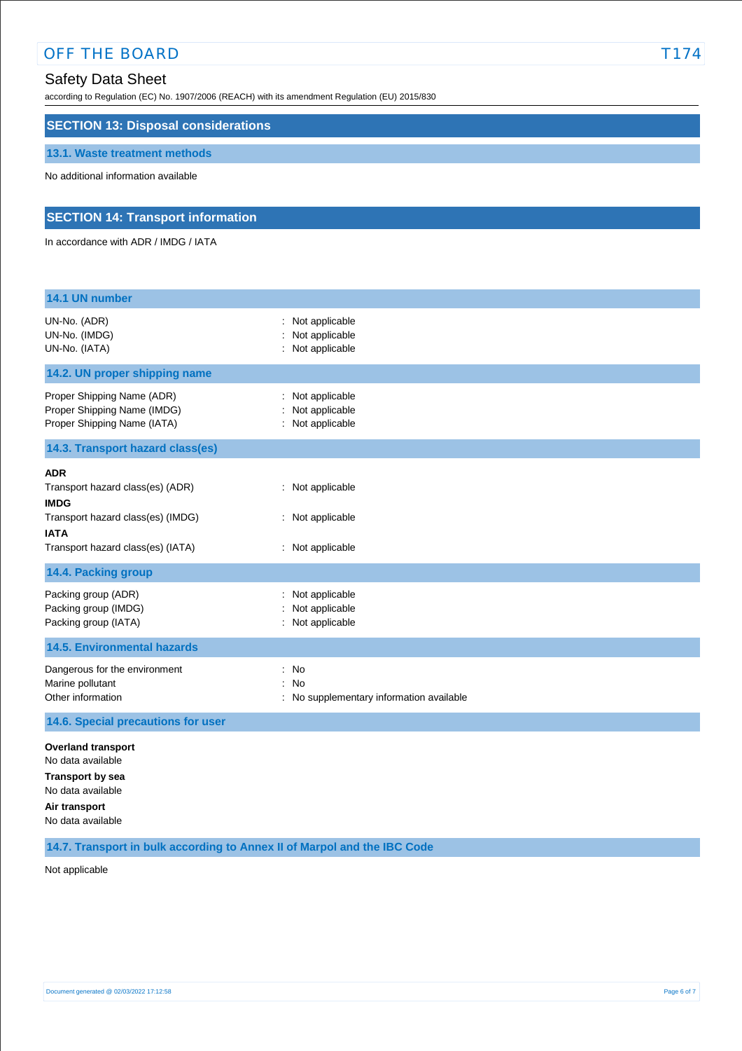## SECTION 13: Disposal considerations

### 13.1. Waste treatment methods

No additional information available

## SECTION 14: Transport information

In accordance with ADR / IMDG / IATA

### 14.1 UN number

| | |
|---|---|
| UN-No. (ADR) | : Not applicable |
| UN-No. (IMDG) | : Not applicable |
| UN-No. (IATA) | : Not applicable |

### 14.2. UN proper shipping name

| | |
|---|---|
| Proper Shipping Name (ADR) | : Not applicable |
| Proper Shipping Name (IMDG) | : Not applicable |
| Proper Shipping Name (IATA) | : Not applicable |

### 14.3. Transport hazard class(es)

**ADR**

| | |
|---|---|
| Transport hazard class(es) (ADR) | : Not applicable |

**IMDG**

| | |
|---|---|
| Transport hazard class(es) (IMDG) | : Not applicable |

**IATA**

| | |
|---|---|
| Transport hazard class(es) (IATA) | : Not applicable |

### 14.4. Packing group

| | |
|---|---|
| Packing group (ADR) | : Not applicable |
| Packing group (IMDG) | : Not applicable |
| Packing group (IATA) | : Not applicable |

### 14.5. Environmental hazards

| | |
|---|---|
| Dangerous for the environment | : No |
| Marine pollutant | : No |
| Other information | : No supplementary information available |

### 14.6. Special precautions for user

**Overland transport**

No data available

**Transport by sea**

No data available

**Air transport**

No data available

### 14.7. Transport in bulk according to Annex II of Marpol and the IBC Code

Not applicable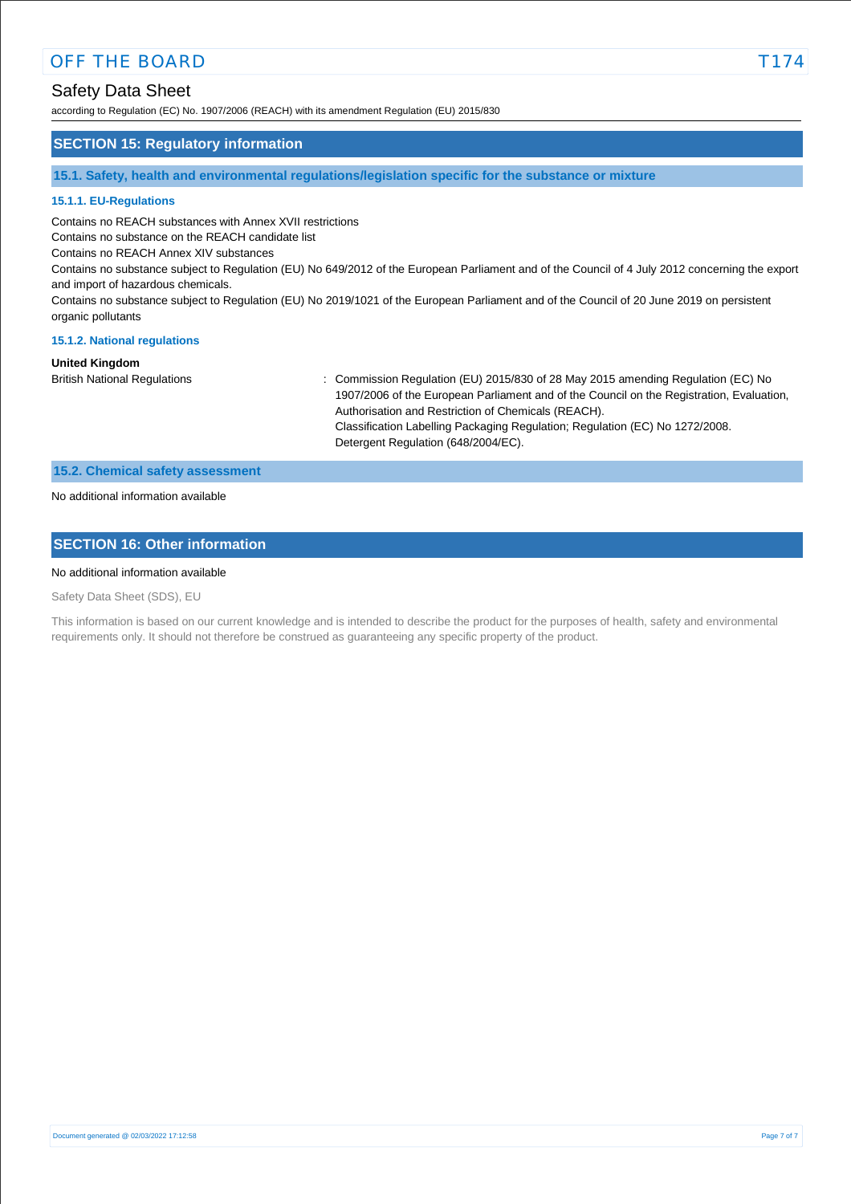## SECTION 15: Regulatory information

### 15.1. Safety, health and environmental regulations/legislation specific for the substance or mixture

#### 15.1.1. EU-Regulations

Contains no REACH substances with Annex XVII restrictions
Contains no substance on the REACH candidate list
Contains no REACH Annex XIV substances
Contains no substance subject to Regulation (EU) No 649/2012 of the European Parliament and of the Council of 4 July 2012 concerning the export and import of hazardous chemicals.
Contains no substance subject to Regulation (EU) No 2019/1021 of the European Parliament and of the Council of 20 June 2019 on persistent organic pollutants

#### 15.1.2. National regulations

**United Kingdom**

| | |
|---|---|
| British National Regulations | : Commission Regulation (EU) 2015/830 of 28 May 2015 amending Regulation (EC) No 1907/2006 of the European Parliament and of the Council on the Registration, Evaluation, Authorisation and Restriction of Chemicals (REACH). Classification Labelling Packaging Regulation; Regulation (EC) No 1272/2008. Detergent Regulation (648/2004/EC). |

### 15.2. Chemical safety assessment

No additional information available

## SECTION 16: Other information

No additional information available

Safety Data Sheet (SDS), EU

This information is based on our current knowledge and is intended to describe the product for the purposes of health, safety and environmental requirements only. It should not therefore be construed as guaranteeing any specific property of the product.